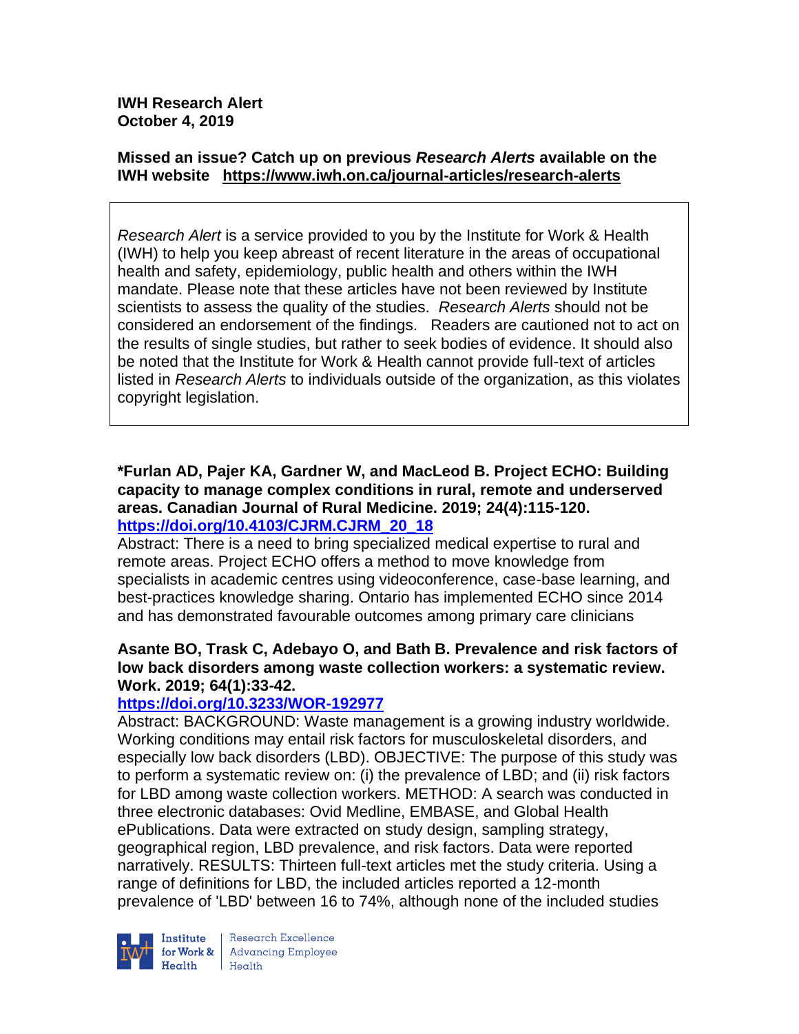**IWH Research Alert**
**October 4, 2019**

**Missed an issue? Catch up on previous *Research Alerts* available on the IWH website [https://www.iwh.on.ca/journal-articles/research-alerts](https://www.iwh.on.ca/journal-articles/research-alerts)**

> *Research Alert* is a service provided to you by the Institute for Work & Health (IWH) to help you keep abreast of recent literature in the areas of occupational health and safety, epidemiology, public health and others within the IWH mandate. Please note that these articles have not been reviewed by Institute scientists to assess the quality of the studies. *Research Alerts* should not be considered an endorsement of the findings. Readers are cautioned not to act on the results of single studies, but rather to seek bodies of evidence. It should also be noted that the Institute for Work & Health cannot provide full-text of articles listed in *Research Alerts* to individuals outside of the organization, as this violates copyright legislation.

**\*Furlan AD, Pajer KA, Gardner W, and MacLeod B. Project ECHO: Building capacity to manage complex conditions in rural, remote and underserved areas. Canadian Journal of Rural Medicine. 2019; 24(4):115-120.**
**[https://doi.org/10.4103/CJRM.CJRM_20_18](https://doi.org/10.4103/CJRM.CJRM_20_18)**

Abstract: There is a need to bring specialized medical expertise to rural and remote areas. Project ECHO offers a method to move knowledge from specialists in academic centres using videoconference, case-base learning, and best-practices knowledge sharing. Ontario has implemented ECHO since 2014 and has demonstrated favourable outcomes among primary care clinicians

**Asante BO, Trask C, Adebayo O, and Bath B. Prevalence and risk factors of low back disorders among waste collection workers: a systematic review. Work. 2019; 64(1):33-42.**
**[https://doi.org/10.3233/WOR-192977](https://doi.org/10.3233/WOR-192977)**

Abstract: BACKGROUND: Waste management is a growing industry worldwide. Working conditions may entail risk factors for musculoskeletal disorders, and especially low back disorders (LBD). OBJECTIVE: The purpose of this study was to perform a systematic review on: (i) the prevalence of LBD; and (ii) risk factors for LBD among waste collection workers. METHOD: A search was conducted in three electronic databases: Ovid Medline, EMBASE, and Global Health ePublications. Data were extracted on study design, sampling strategy, geographical region, LBD prevalence, and risk factors. Data were reported narratively. RESULTS: Thirteen full-text articles met the study criteria. Using a range of definitions for LBD, the included articles reported a 12-month prevalence of 'LBD' between 16 to 74%, although none of the included studies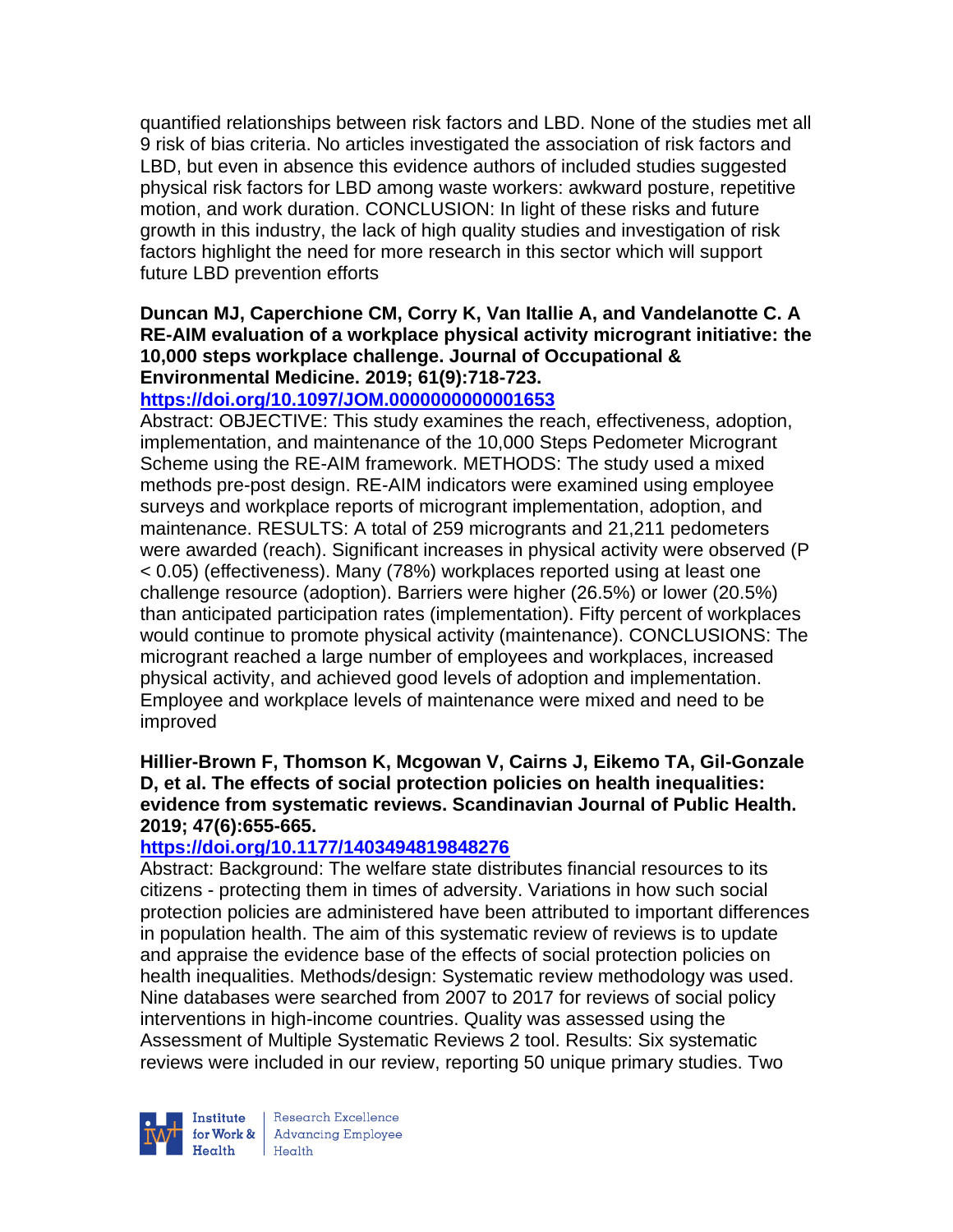quantified relationships between risk factors and LBD. None of the studies met all 9 risk of bias criteria. No articles investigated the association of risk factors and LBD, but even in absence this evidence authors of included studies suggested physical risk factors for LBD among waste workers: awkward posture, repetitive motion, and work duration. CONCLUSION: In light of these risks and future growth in this industry, the lack of high quality studies and investigation of risk factors highlight the need for more research in this sector which will support future LBD prevention efforts

**Duncan MJ, Caperchione CM, Corry K, Van Itallie A, and Vandelanotte C. A RE-AIM evaluation of a workplace physical activity microgrant initiative: the 10,000 steps workplace challenge. Journal of Occupational & Environmental Medicine. 2019; 61(9):718-723.**

**https://doi.org/10.1097/JOM.0000000000001653**

Abstract: OBJECTIVE: This study examines the reach, effectiveness, adoption, implementation, and maintenance of the 10,000 Steps Pedometer Microgrant Scheme using the RE-AIM framework. METHODS: The study used a mixed methods pre-post design. RE-AIM indicators were examined using employee surveys and workplace reports of microgrant implementation, adoption, and maintenance. RESULTS: A total of 259 microgrants and 21,211 pedometers were awarded (reach). Significant increases in physical activity were observed ($P < 0.05$) (effectiveness). Many (78%) workplaces reported using at least one challenge resource (adoption). Barriers were higher (26.5%) or lower (20.5%) than anticipated participation rates (implementation). Fifty percent of workplaces would continue to promote physical activity (maintenance). CONCLUSIONS: The microgrant reached a large number of employees and workplaces, increased physical activity, and achieved good levels of adoption and implementation. Employee and workplace levels of maintenance were mixed and need to be improved

**Hillier-Brown F, Thomson K, Mcgowan V, Cairns J, Eikemo TA, Gil-Gonzale D, et al. The effects of social protection policies on health inequalities: evidence from systematic reviews. Scandinavian Journal of Public Health. 2019; 47(6):655-665.**

**https://doi.org/10.1177/1403494819848276**

Abstract: Background: The welfare state distributes financial resources to its citizens - protecting them in times of adversity. Variations in how such social protection policies are administered have been attributed to important differences in population health. The aim of this systematic review of reviews is to update and appraise the evidence base of the effects of social protection policies on health inequalities. Methods/design: Systematic review methodology was used. Nine databases were searched from 2007 to 2017 for reviews of social policy interventions in high-income countries. Quality was assessed using the Assessment of Multiple Systematic Reviews 2 tool. Results: Six systematic reviews were included in our review, reporting 50 unique primary studies. Two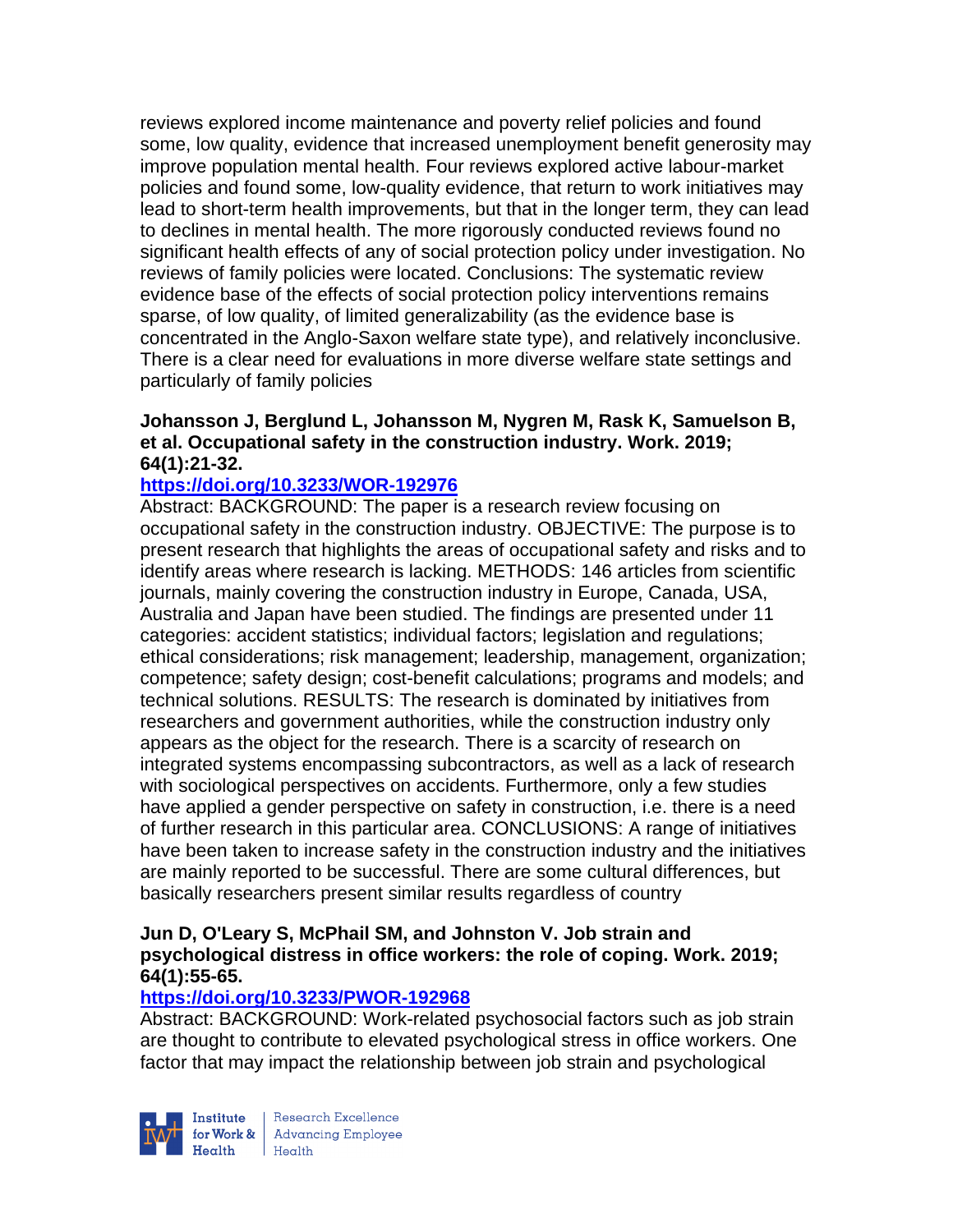reviews explored income maintenance and poverty relief policies and found some, low quality, evidence that increased unemployment benefit generosity may improve population mental health. Four reviews explored active labour-market policies and found some, low-quality evidence, that return to work initiatives may lead to short-term health improvements, but that in the longer term, they can lead to declines in mental health. The more rigorously conducted reviews found no significant health effects of any of social protection policy under investigation. No reviews of family policies were located. Conclusions: The systematic review evidence base of the effects of social protection policy interventions remains sparse, of low quality, of limited generalizability (as the evidence base is concentrated in the Anglo-Saxon welfare state type), and relatively inconclusive. There is a clear need for evaluations in more diverse welfare state settings and particularly of family policies

**Johansson J, Berglund L, Johansson M, Nygren M, Rask K, Samuelson B, et al. Occupational safety in the construction industry. Work. 2019; 64(1):21-32.**

**https://doi.org/10.3233/WOR-192976**

Abstract: BACKGROUND: The paper is a research review focusing on occupational safety in the construction industry. OBJECTIVE: The purpose is to present research that highlights the areas of occupational safety and risks and to identify areas where research is lacking. METHODS: 146 articles from scientific journals, mainly covering the construction industry in Europe, Canada, USA, Australia and Japan have been studied. The findings are presented under 11 categories: accident statistics; individual factors; legislation and regulations; ethical considerations; risk management; leadership, management, organization; competence; safety design; cost-benefit calculations; programs and models; and technical solutions. RESULTS: The research is dominated by initiatives from researchers and government authorities, while the construction industry only appears as the object for the research. There is a scarcity of research on integrated systems encompassing subcontractors, as well as a lack of research with sociological perspectives on accidents. Furthermore, only a few studies have applied a gender perspective on safety in construction, i.e. there is a need of further research in this particular area. CONCLUSIONS: A range of initiatives have been taken to increase safety in the construction industry and the initiatives are mainly reported to be successful. There are some cultural differences, but basically researchers present similar results regardless of country

**Jun D, O'Leary S, McPhail SM, and Johnston V. Job strain and psychological distress in office workers: the role of coping. Work. 2019; 64(1):55-65.**

**https://doi.org/10.3233/PWOR-192968**

Abstract: BACKGROUND: Work-related psychosocial factors such as job strain are thought to contribute to elevated psychological stress in office workers. One factor that may impact the relationship between job strain and psychological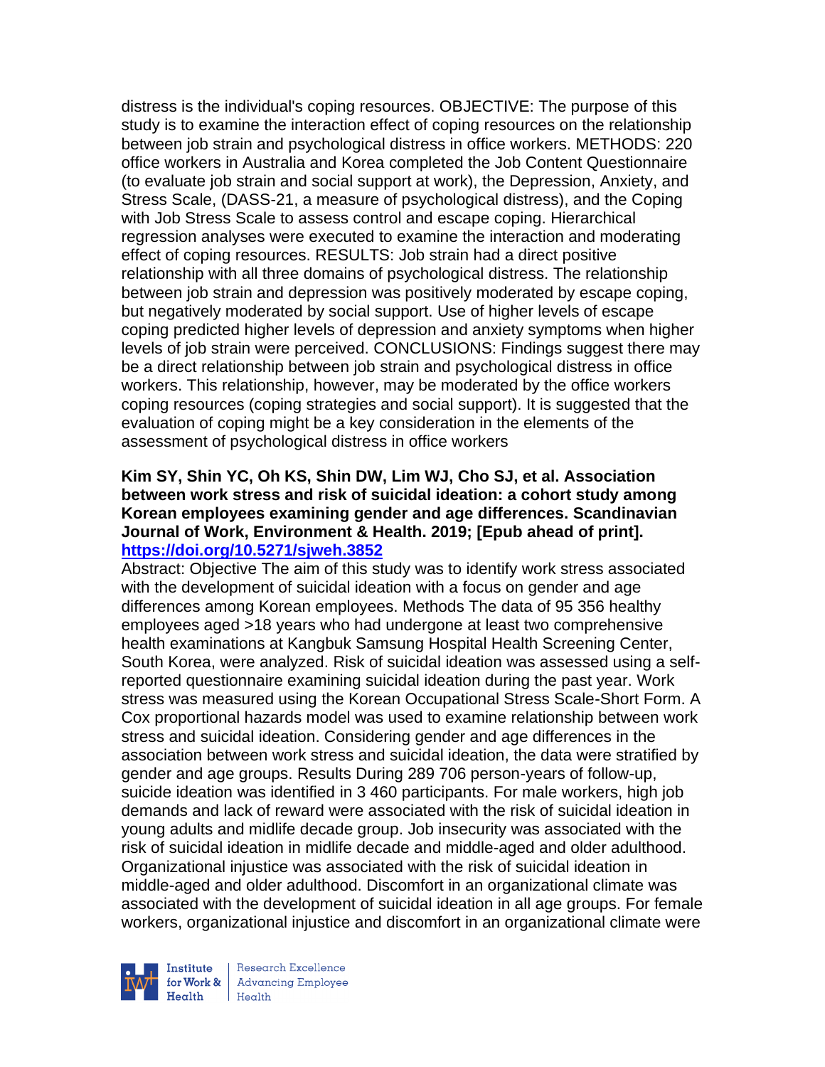distress is the individual's coping resources. OBJECTIVE: The purpose of this study is to examine the interaction effect of coping resources on the relationship between job strain and psychological distress in office workers. METHODS: 220 office workers in Australia and Korea completed the Job Content Questionnaire (to evaluate job strain and social support at work), the Depression, Anxiety, and Stress Scale, (DASS-21, a measure of psychological distress), and the Coping with Job Stress Scale to assess control and escape coping. Hierarchical regression analyses were executed to examine the interaction and moderating effect of coping resources. RESULTS: Job strain had a direct positive relationship with all three domains of psychological distress. The relationship between job strain and depression was positively moderated by escape coping, but negatively moderated by social support. Use of higher levels of escape coping predicted higher levels of depression and anxiety symptoms when higher levels of job strain were perceived. CONCLUSIONS: Findings suggest there may be a direct relationship between job strain and psychological distress in office workers. This relationship, however, may be moderated by the office workers coping resources (coping strategies and social support). It is suggested that the evaluation of coping might be a key consideration in the elements of the assessment of psychological distress in office workers

**Kim SY, Shin YC, Oh KS, Shin DW, Lim WJ, Cho SJ, et al. Association between work stress and risk of suicidal ideation: a cohort study among Korean employees examining gender and age differences. Scandinavian Journal of Work, Environment & Health. 2019; [Epub ahead of print]. https://doi.org/10.5271/sjweh.3852**

Abstract: Objective The aim of this study was to identify work stress associated with the development of suicidal ideation with a focus on gender and age differences among Korean employees. Methods The data of 95 356 healthy employees aged >18 years who had undergone at least two comprehensive health examinations at Kangbuk Samsung Hospital Health Screening Center, South Korea, were analyzed. Risk of suicidal ideation was assessed using a self-reported questionnaire examining suicidal ideation during the past year. Work stress was measured using the Korean Occupational Stress Scale-Short Form. A Cox proportional hazards model was used to examine relationship between work stress and suicidal ideation. Considering gender and age differences in the association between work stress and suicidal ideation, the data were stratified by gender and age groups. Results During 289 706 person-years of follow-up, suicide ideation was identified in 3 460 participants. For male workers, high job demands and lack of reward were associated with the risk of suicidal ideation in young adults and midlife decade group. Job insecurity was associated with the risk of suicidal ideation in midlife decade and middle-aged and older adulthood. Organizational injustice was associated with the risk of suicidal ideation in middle-aged and older adulthood. Discomfort in an organizational climate was associated with the development of suicidal ideation in all age groups. For female workers, organizational injustice and discomfort in an organizational climate were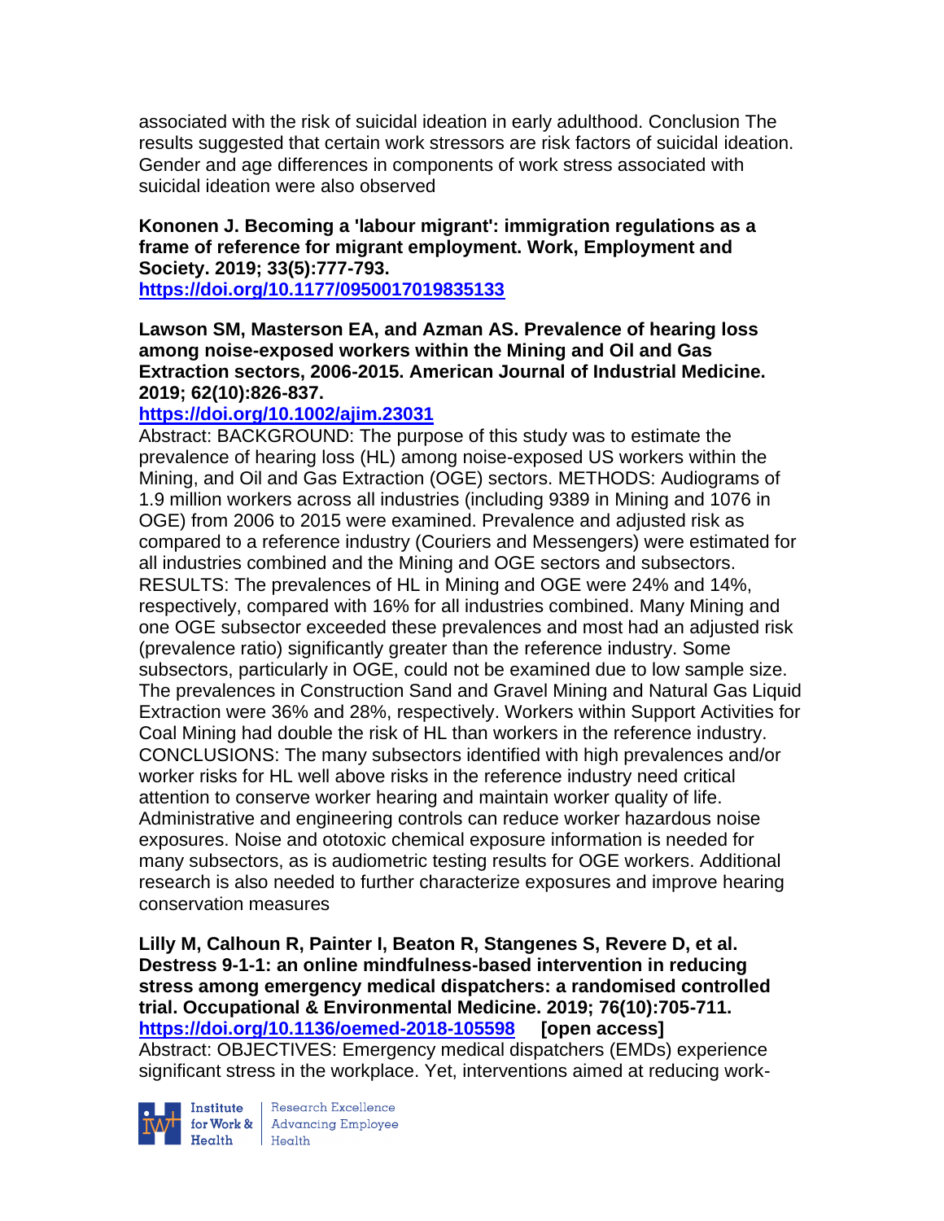associated with the risk of suicidal ideation in early adulthood. Conclusion The results suggested that certain work stressors are risk factors of suicidal ideation. Gender and age differences in components of work stress associated with suicidal ideation were also observed

**Kononen J. Becoming a 'labour migrant': immigration regulations as a frame of reference for migrant employment. Work, Employment and Society. 2019; 33(5):777-793.**
**https://doi.org/10.1177/0950017019835133**

**Lawson SM, Masterson EA, and Azman AS. Prevalence of hearing loss among noise-exposed workers within the Mining and Oil and Gas Extraction sectors, 2006-2015. American Journal of Industrial Medicine. 2019; 62(10):826-837.**
**https://doi.org/10.1002/ajim.23031**

Abstract: BACKGROUND: The purpose of this study was to estimate the prevalence of hearing loss (HL) among noise-exposed US workers within the Mining, and Oil and Gas Extraction (OGE) sectors. METHODS: Audiograms of 1.9 million workers across all industries (including 9389 in Mining and 1076 in OGE) from 2006 to 2015 were examined. Prevalence and adjusted risk as compared to a reference industry (Couriers and Messengers) were estimated for all industries combined and the Mining and OGE sectors and subsectors. RESULTS: The prevalences of HL in Mining and OGE were 24% and 14%, respectively, compared with 16% for all industries combined. Many Mining and one OGE subsector exceeded these prevalences and most had an adjusted risk (prevalence ratio) significantly greater than the reference industry. Some subsectors, particularly in OGE, could not be examined due to low sample size. The prevalences in Construction Sand and Gravel Mining and Natural Gas Liquid Extraction were 36% and 28%, respectively. Workers within Support Activities for Coal Mining had double the risk of HL than workers in the reference industry. CONCLUSIONS: The many subsectors identified with high prevalences and/or worker risks for HL well above risks in the reference industry need critical attention to conserve worker hearing and maintain worker quality of life. Administrative and engineering controls can reduce worker hazardous noise exposures. Noise and ototoxic chemical exposure information is needed for many subsectors, as is audiometric testing results for OGE workers. Additional research is also needed to further characterize exposures and improve hearing conservation measures

**Lilly M, Calhoun R, Painter I, Beaton R, Stangenes S, Revere D, et al. Destress 9-1-1: an online mindfulness-based intervention in reducing stress among emergency medical dispatchers: a randomised controlled trial. Occupational & Environmental Medicine. 2019; 76(10):705-711.**
**https://doi.org/10.1136/oemed-2018-105598** **[open access]**
Abstract: OBJECTIVES: Emergency medical dispatchers (EMDs) experience significant stress in the workplace. Yet, interventions aimed at reducing work-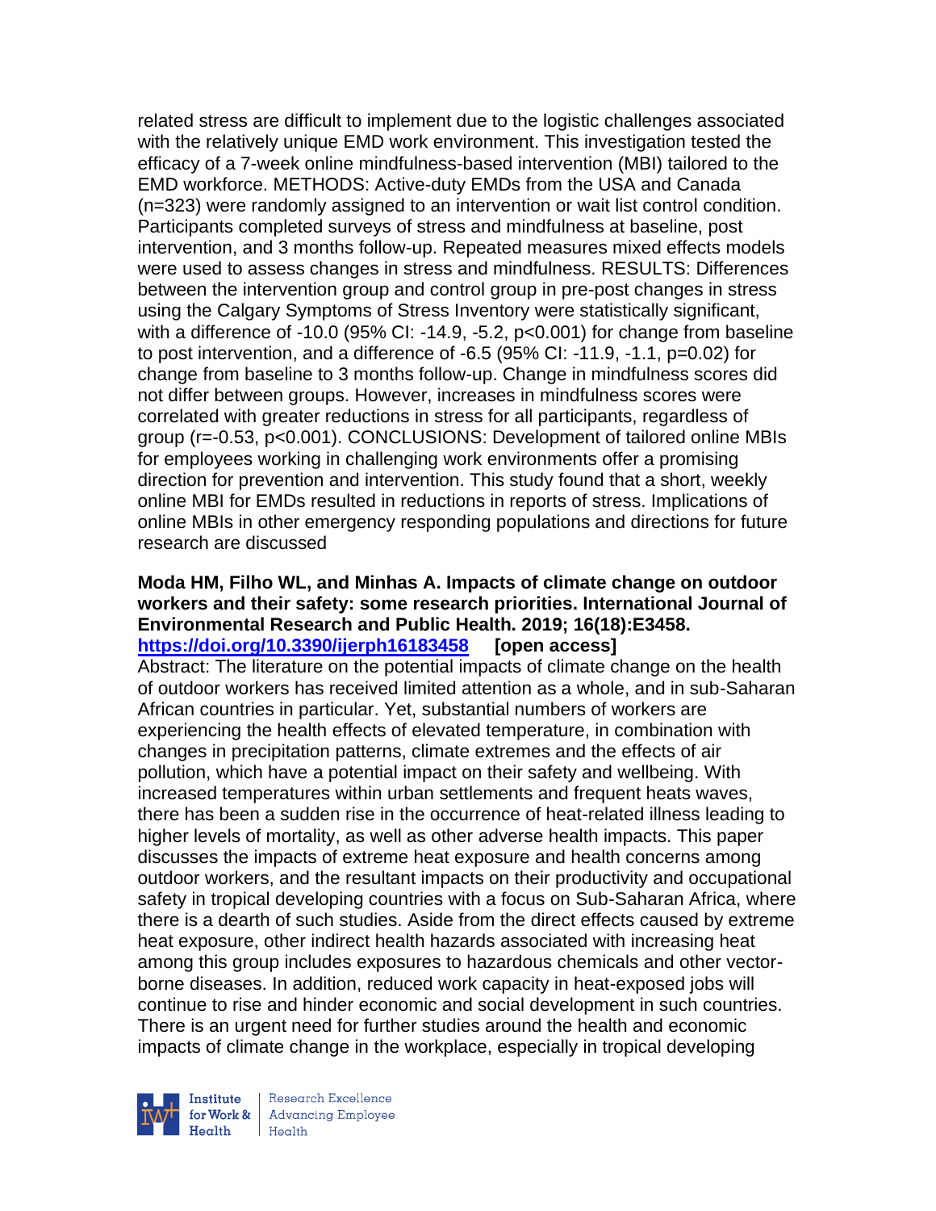related stress are difficult to implement due to the logistic challenges associated with the relatively unique EMD work environment. This investigation tested the efficacy of a 7-week online mindfulness-based intervention (MBI) tailored to the EMD workforce. METHODS: Active-duty EMDs from the USA and Canada (n=323) were randomly assigned to an intervention or wait list control condition. Participants completed surveys of stress and mindfulness at baseline, post intervention, and 3 months follow-up. Repeated measures mixed effects models were used to assess changes in stress and mindfulness. RESULTS: Differences between the intervention group and control group in pre-post changes in stress using the Calgary Symptoms of Stress Inventory were statistically significant, with a difference of -10.0 (95% CI: -14.9, -5.2, p<0.001) for change from baseline to post intervention, and a difference of -6.5 (95% CI: -11.9, -1.1, p=0.02) for change from baseline to 3 months follow-up. Change in mindfulness scores did not differ between groups. However, increases in mindfulness scores were correlated with greater reductions in stress for all participants, regardless of group (r=-0.53, p<0.001). CONCLUSIONS: Development of tailored online MBIs for employees working in challenging work environments offer a promising direction for prevention and intervention. This study found that a short, weekly online MBI for EMDs resulted in reductions in reports of stress. Implications of online MBIs in other emergency responding populations and directions for future research are discussed

**Moda HM, Filho WL, and Minhas A. Impacts of climate change on outdoor workers and their safety: some research priorities. International Journal of Environmental Research and Public Health. 2019; 16(18):E3458. https://doi.org/10.3390/ijerph16183458 [open access]**

Abstract: The literature on the potential impacts of climate change on the health of outdoor workers has received limited attention as a whole, and in sub-Saharan African countries in particular. Yet, substantial numbers of workers are experiencing the health effects of elevated temperature, in combination with changes in precipitation patterns, climate extremes and the effects of air pollution, which have a potential impact on their safety and wellbeing. With increased temperatures within urban settlements and frequent heats waves, there has been a sudden rise in the occurrence of heat-related illness leading to higher levels of mortality, as well as other adverse health impacts. This paper discusses the impacts of extreme heat exposure and health concerns among outdoor workers, and the resultant impacts on their productivity and occupational safety in tropical developing countries with a focus on Sub-Saharan Africa, where there is a dearth of such studies. Aside from the direct effects caused by extreme heat exposure, other indirect health hazards associated with increasing heat among this group includes exposures to hazardous chemicals and other vector-borne diseases. In addition, reduced work capacity in heat-exposed jobs will continue to rise and hinder economic and social development in such countries. There is an urgent need for further studies around the health and economic impacts of climate change in the workplace, especially in tropical developing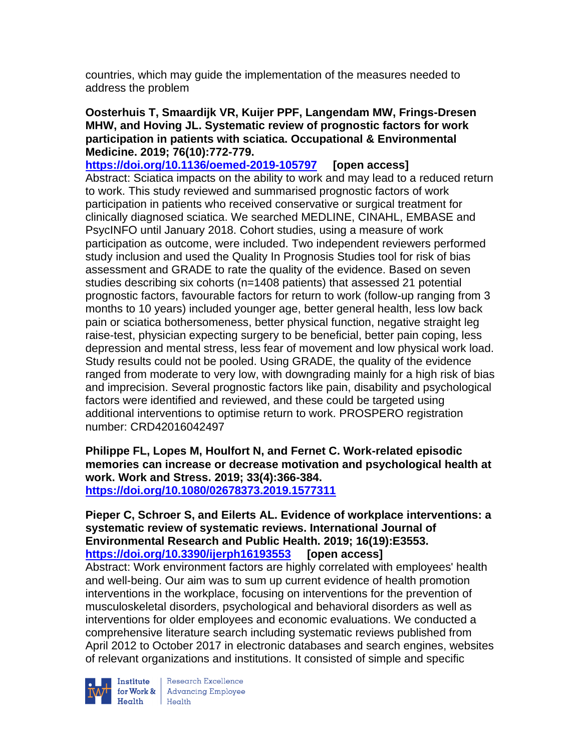countries, which may guide the implementation of the measures needed to address the problem

**Oosterhuis T, Smaardijk VR, Kuijer PPF, Langendam MW, Frings-Dresen MHW, and Hoving JL. Systematic review of prognostic factors for work participation in patients with sciatica. Occupational & Environmental Medicine. 2019; 76(10):772-779.**
**https://doi.org/10.1136/oemed-2019-105797 [open access]**
Abstract: Sciatica impacts on the ability to work and may lead to a reduced return to work. This study reviewed and summarised prognostic factors of work participation in patients who received conservative or surgical treatment for clinically diagnosed sciatica. We searched MEDLINE, CINAHL, EMBASE and PsycINFO until January 2018. Cohort studies, using a measure of work participation as outcome, were included. Two independent reviewers performed study inclusion and used the Quality In Prognosis Studies tool for risk of bias assessment and GRADE to rate the quality of the evidence. Based on seven studies describing six cohorts (n=1408 patients) that assessed 21 potential prognostic factors, favourable factors for return to work (follow-up ranging from 3 months to 10 years) included younger age, better general health, less low back pain or sciatica bothersomeness, better physical function, negative straight leg raise-test, physician expecting surgery to be beneficial, better pain coping, less depression and mental stress, less fear of movement and low physical work load. Study results could not be pooled. Using GRADE, the quality of the evidence ranged from moderate to very low, with downgrading mainly for a high risk of bias and imprecision. Several prognostic factors like pain, disability and psychological factors were identified and reviewed, and these could be targeted using additional interventions to optimise return to work. PROSPERO registration number: CRD42016042497

**Philippe FL, Lopes M, Houlfort N, and Fernet C. Work-related episodic memories can increase or decrease motivation and psychological health at work. Work and Stress. 2019; 33(4):366-384.**
**https://doi.org/10.1080/02678373.2019.1577311**

**Pieper C, Schroer S, and Eilerts AL. Evidence of workplace interventions: a systematic review of systematic reviews. International Journal of Environmental Research and Public Health. 2019; 16(19):E3553.**
**https://doi.org/10.3390/ijerph16193553 [open access]**
Abstract: Work environment factors are highly correlated with employees' health and well-being. Our aim was to sum up current evidence of health promotion interventions in the workplace, focusing on interventions for the prevention of musculoskeletal disorders, psychological and behavioral disorders as well as interventions for older employees and economic evaluations. We conducted a comprehensive literature search including systematic reviews published from April 2012 to October 2017 in electronic databases and search engines, websites of relevant organizations and institutions. It consisted of simple and specific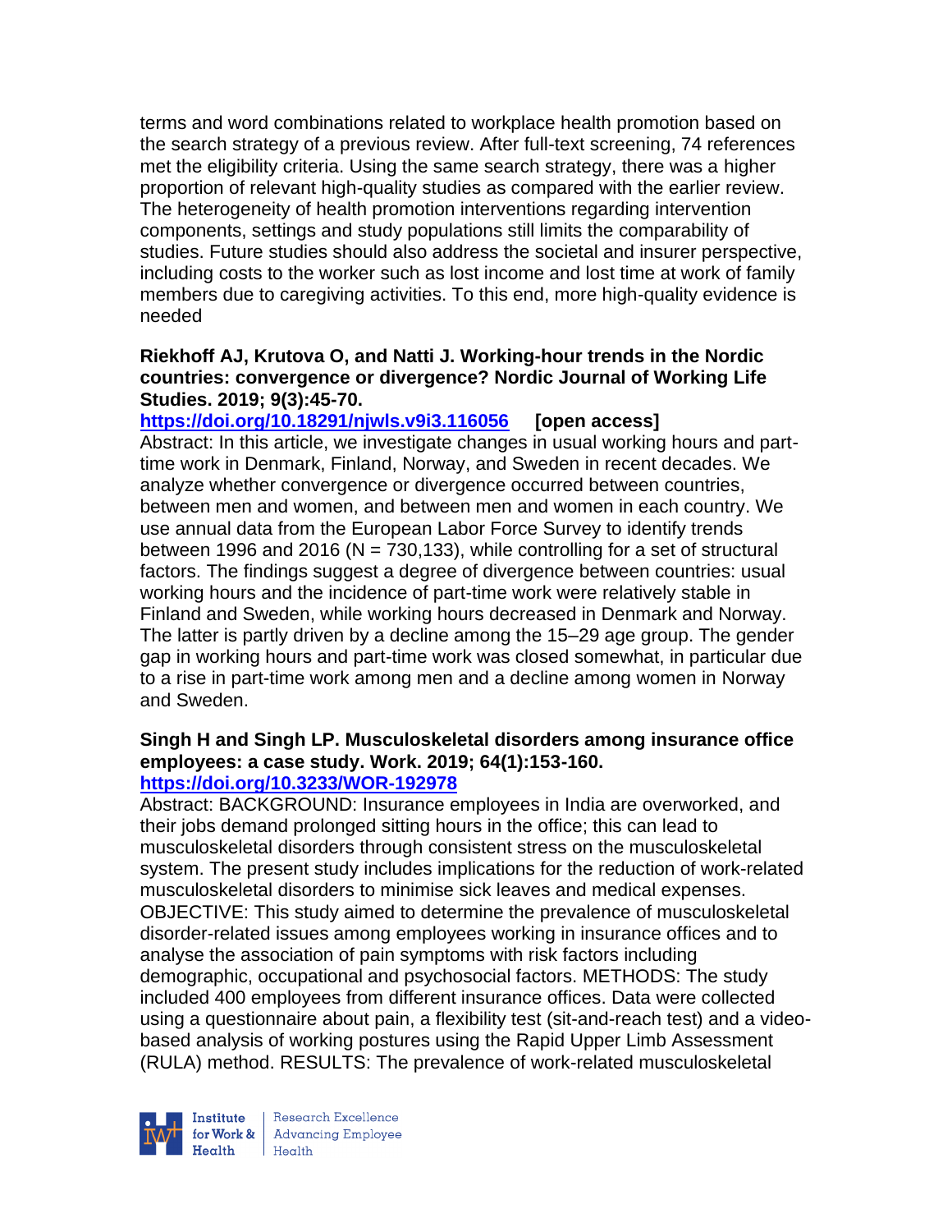terms and word combinations related to workplace health promotion based on the search strategy of a previous review. After full-text screening, 74 references met the eligibility criteria. Using the same search strategy, there was a higher proportion of relevant high-quality studies as compared with the earlier review. The heterogeneity of health promotion interventions regarding intervention components, settings and study populations still limits the comparability of studies. Future studies should also address the societal and insurer perspective, including costs to the worker such as lost income and lost time at work of family members due to caregiving activities. To this end, more high-quality evidence is needed

**Riekhoff AJ, Krutova O, and Natti J. Working-hour trends in the Nordic countries: convergence or divergence? Nordic Journal of Working Life Studies. 2019; 9(3):45-70.**
**https://doi.org/10.18291/njwls.v9i3.116056** **[open access]**
Abstract: In this article, we investigate changes in usual working hours and part-time work in Denmark, Finland, Norway, and Sweden in recent decades. We analyze whether convergence or divergence occurred between countries, between men and women, and between men and women in each country. We use annual data from the European Labor Force Survey to identify trends between 1996 and 2016 (N = 730,133), while controlling for a set of structural factors. The findings suggest a degree of divergence between countries: usual working hours and the incidence of part-time work were relatively stable in Finland and Sweden, while working hours decreased in Denmark and Norway. The latter is partly driven by a decline among the 15–29 age group. The gender gap in working hours and part-time work was closed somewhat, in particular due to a rise in part-time work among men and a decline among women in Norway and Sweden.

**Singh H and Singh LP. Musculoskeletal disorders among insurance office employees: a case study. Work. 2019; 64(1):153-160.**
**https://doi.org/10.3233/WOR-192978**
Abstract: BACKGROUND: Insurance employees in India are overworked, and their jobs demand prolonged sitting hours in the office; this can lead to musculoskeletal disorders through consistent stress on the musculoskeletal system. The present study includes implications for the reduction of work-related musculoskeletal disorders to minimise sick leaves and medical expenses. OBJECTIVE: This study aimed to determine the prevalence of musculoskeletal disorder-related issues among employees working in insurance offices and to analyse the association of pain symptoms with risk factors including demographic, occupational and psychosocial factors. METHODS: The study included 400 employees from different insurance offices. Data were collected using a questionnaire about pain, a flexibility test (sit-and-reach test) and a video-based analysis of working postures using the Rapid Upper Limb Assessment (RULA) method. RESULTS: The prevalence of work-related musculoskeletal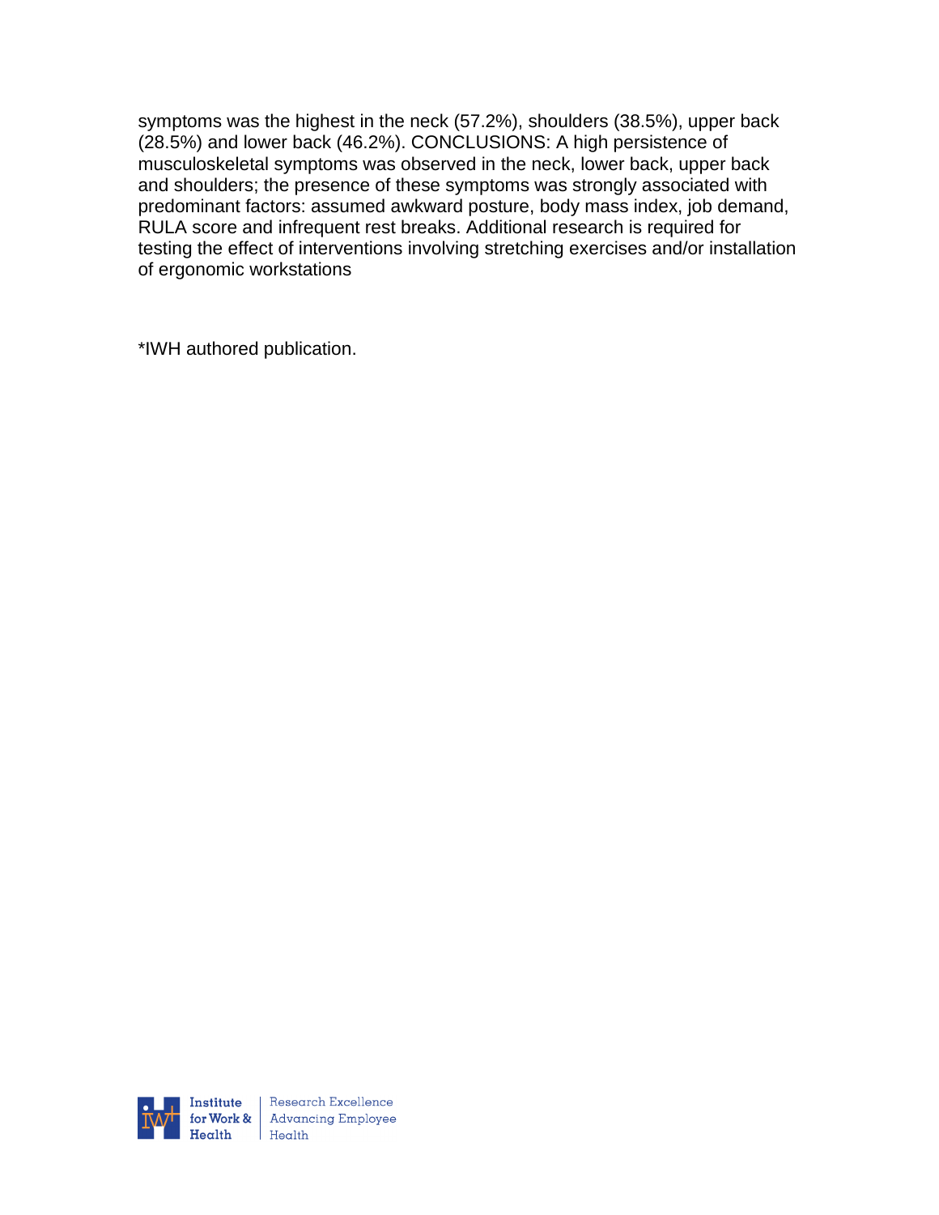symptoms was the highest in the neck (57.2%), shoulders (38.5%), upper back (28.5%) and lower back (46.2%). CONCLUSIONS: A high persistence of musculoskeletal symptoms was observed in the neck, lower back, upper back and shoulders; the presence of these symptoms was strongly associated with predominant factors: assumed awkward posture, body mass index, job demand, RULA score and infrequent rest breaks. Additional research is required for testing the effect of interventions involving stretching exercises and/or installation of ergonomic workstations

*IWH authored publication.